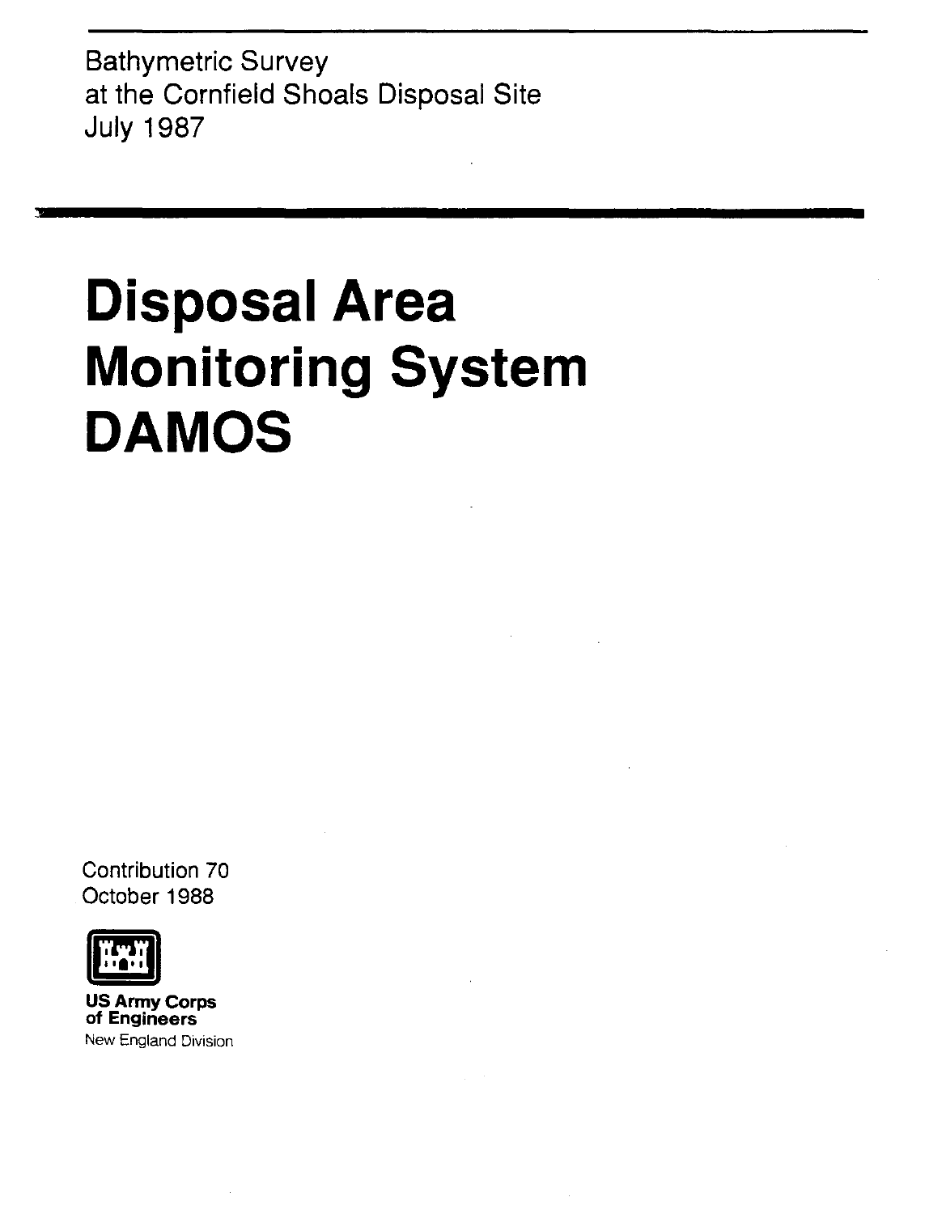Bathymetric Survey
at the Cornfield Shoals Disposal Site
July 1987

# Disposal Area Monitoring System DAMOS

Contribution 70
October 1988

**US Army Corps of Engineers**
New England Division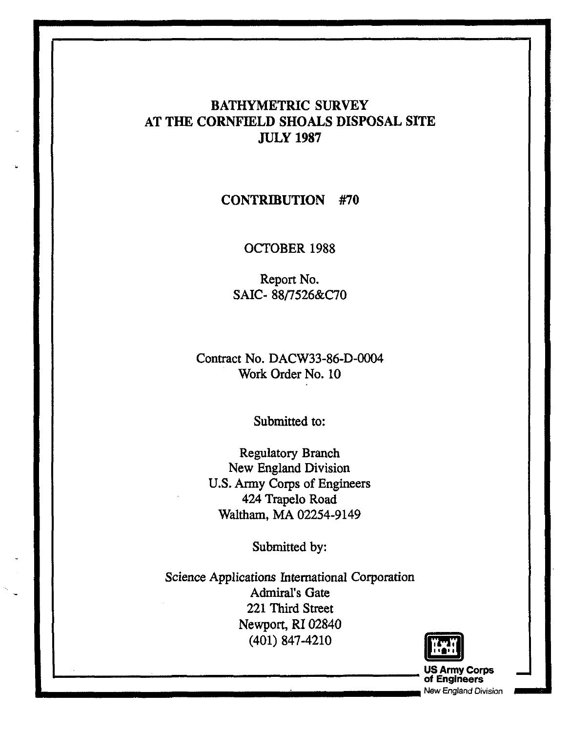# BATHYMETRIC SURVEY AT THE CORNFIELD SHOALS DISPOSAL SITE JULY 1987

## CONTRIBUTION #70

OCTOBER 1988

Report No.
SAIC- 88/7526&C70

Contract No. DACW33-86-D-0004
Work Order No. 10

Submitted to:

Regulatory Branch
New England Division
U.S. Army Corps of Engineers
424 Trapelo Road
Waltham, MA 02254-9149

Submitted by:

Science Applications International Corporation
Admiral's Gate
221 Third Street
Newport, RI 02840
(401) 847-4210

US Army Corps of Engineers
New England Division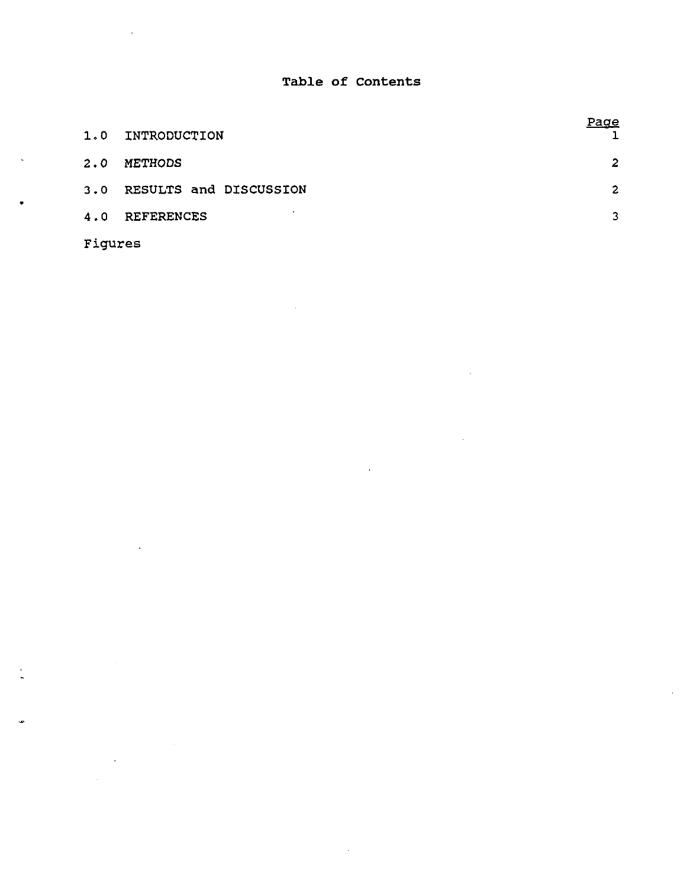# Table of Contents

| | | Page |
|---|---|---|
| 1.0 | INTRODUCTION | 1 |
| 2.0 | METHODS | 2 |
| 3.0 | RESULTS and DISCUSSION | 2 |
| 4.0 | REFERENCES | 3 |
| Figures | | |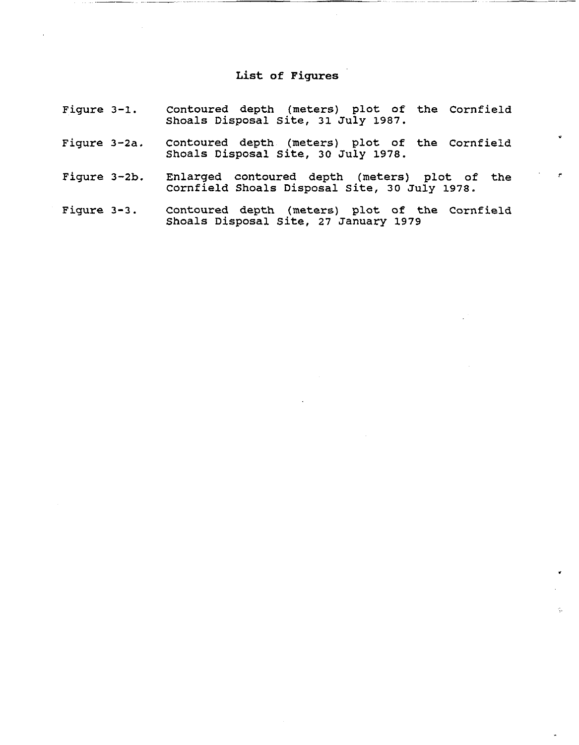## List of Figures

| | |
|---|---|
| Figure 3-1. | Contoured depth (meters) plot of the Cornfield Shoals Disposal Site, 31 July 1987. |
| Figure 3-2a. | Contoured depth (meters) plot of the Cornfield Shoals Disposal Site, 30 July 1978. |
| Figure 3-2b. | Enlarged contoured depth (meters) plot of the Cornfield Shoals Disposal Site, 30 July 1978. |
| Figure 3-3. | Contoured depth (meters) plot of the Cornfield Shoals Disposal Site, 27 January 1979 |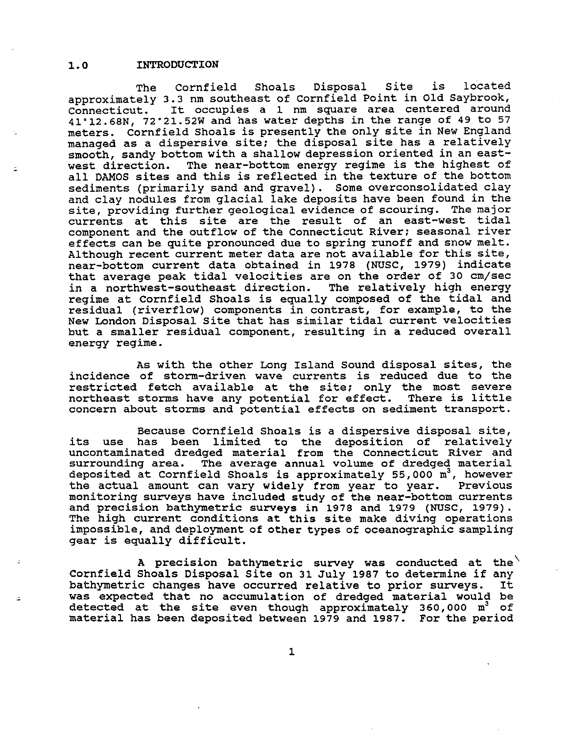## 1.0 INTRODUCTION

The Cornfield Shoals Disposal Site is located approximately 3.3 nm southeast of Cornfield Point in Old Saybrook, Connecticut. It occupies a 1 nm square area centered around 41°12.68N, 72°21.52W and has water depths in the range of 49 to 57 meters. Cornfield Shoals is presently the only site in New England managed as a dispersive site; the disposal site has a relatively smooth, sandy bottom with a shallow depression oriented in an east-west direction. The near-bottom energy regime is the highest of all DAMOS sites and this is reflected in the texture of the bottom sediments (primarily sand and gravel). Some overconsolidated clay and clay nodules from glacial lake deposits have been found in the site, providing further geological evidence of scouring. The major currents at this site are the result of an east-west tidal component and the outflow of the Connecticut River; seasonal river effects can be quite pronounced due to spring runoff and snow melt. Although recent current meter data are not available for this site, near-bottom current data obtained in 1978 (NUSC, 1979) indicate that average peak tidal velocities are on the order of 30 cm/sec in a northwest-southeast direction. The relatively high energy regime at Cornfield Shoals is equally composed of the tidal and residual (riverflow) components in contrast, for example, to the New London Disposal Site that has similar tidal current velocities but a smaller residual component, resulting in a reduced overall energy regime.

As with the other Long Island Sound disposal sites, the incidence of storm-driven wave currents is reduced due to the restricted fetch available at the site; only the most severe northeast storms have any potential for effect. There is little concern about storms and potential effects on sediment transport.

Because Cornfield Shoals is a dispersive disposal site, its use has been limited to the deposition of relatively uncontaminated dredged material from the Connecticut River and surrounding area. The average annual volume of dredged material deposited at Cornfield Shoals is approximately 55,000 $m^3$, however the actual amount can vary widely from year to year. Previous monitoring surveys have included study of the near-bottom currents and precision bathymetric surveys in 1978 and 1979 (NUSC, 1979). The high current conditions at this site make diving operations impossible, and deployment of other types of oceanographic sampling gear is equally difficult.

A precision bathymetric survey was conducted at the Cornfield Shoals Disposal Site on 31 July 1987 to determine if any bathymetric changes have occurred relative to prior surveys. It was expected that no accumulation of dredged material would be detected at the site even though approximately 360,000 $m^3$ of material has been deposited between 1979 and 1987. For the period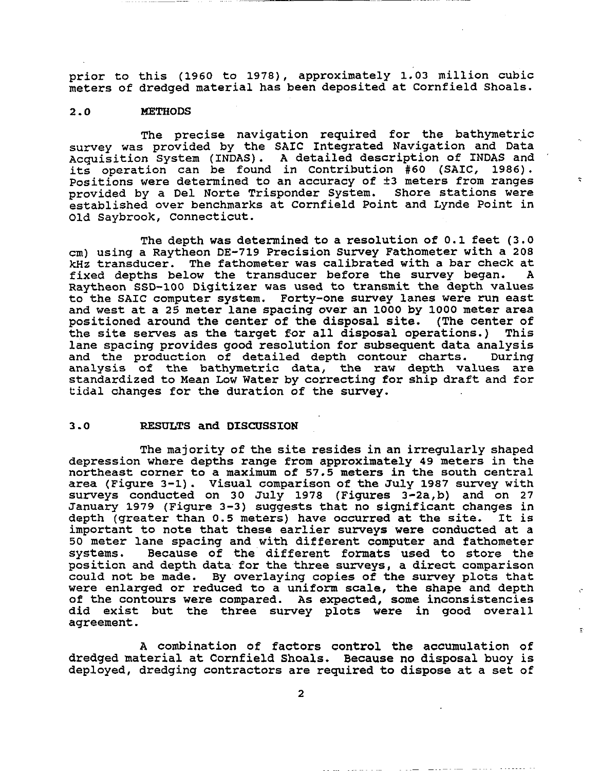prior to this (1960 to 1978), approximately 1.03 million cubic meters of dredged material has been deposited at Cornfield Shoals.

## 2.0 METHODS

The precise navigation required for the bathymetric survey was provided by the SAIC Integrated Navigation and Data Acquisition System (INDAS). A detailed description of INDAS and its operation can be found in Contribution #60 (SAIC, 1986). Positions were determined to an accuracy of ±3 meters from ranges provided by a Del Norte Trisponder System. Shore stations were established over benchmarks at Cornfield Point and Lynde Point in Old Saybrook, Connecticut.

The depth was determined to a resolution of 0.1 feet (3.0 cm) using a Raytheon DE-719 Precision Survey Fathometer with a 208 kHz transducer. The fathometer was calibrated with a bar check at fixed depths below the transducer before the survey began. A Raytheon SSD-100 Digitizer was used to transmit the depth values to the SAIC computer system. Forty-one survey lanes were run east and west at a 25 meter lane spacing over an 1000 by 1000 meter area positioned around the center of the disposal site. (The center of the site serves as the target for all disposal operations.) This lane spacing provides good resolution for subsequent data analysis and the production of detailed depth contour charts. During analysis of the bathymetric data, the raw depth values are standardized to Mean Low Water by correcting for ship draft and for tidal changes for the duration of the survey.

## 3.0 RESULTS and DISCUSSION

The majority of the site resides in an irregularly shaped depression where depths range from approximately 49 meters in the northeast corner to a maximum of 57.5 meters in the south central area (Figure 3-1). Visual comparison of the July 1987 survey with surveys conducted on 30 July 1978 (Figures 3-2a,b) and on 27 January 1979 (Figure 3-3) suggests that no significant changes in depth (greater than 0.5 meters) have occurred at the site. It is important to note that these earlier surveys were conducted at a 50 meter lane spacing and with different computer and fathometer systems. Because of the different formats used to store the position and depth data for the three surveys, a direct comparison could not be made. By overlaying copies of the survey plots that were enlarged or reduced to a uniform scale, the shape and depth of the contours were compared. As expected, some inconsistencies did exist but the three survey plots were in good overall agreement.

A combination of factors control the accumulation of dredged material at Cornfield Shoals. Because no disposal buoy is deployed, dredging contractors are required to dispose at a set of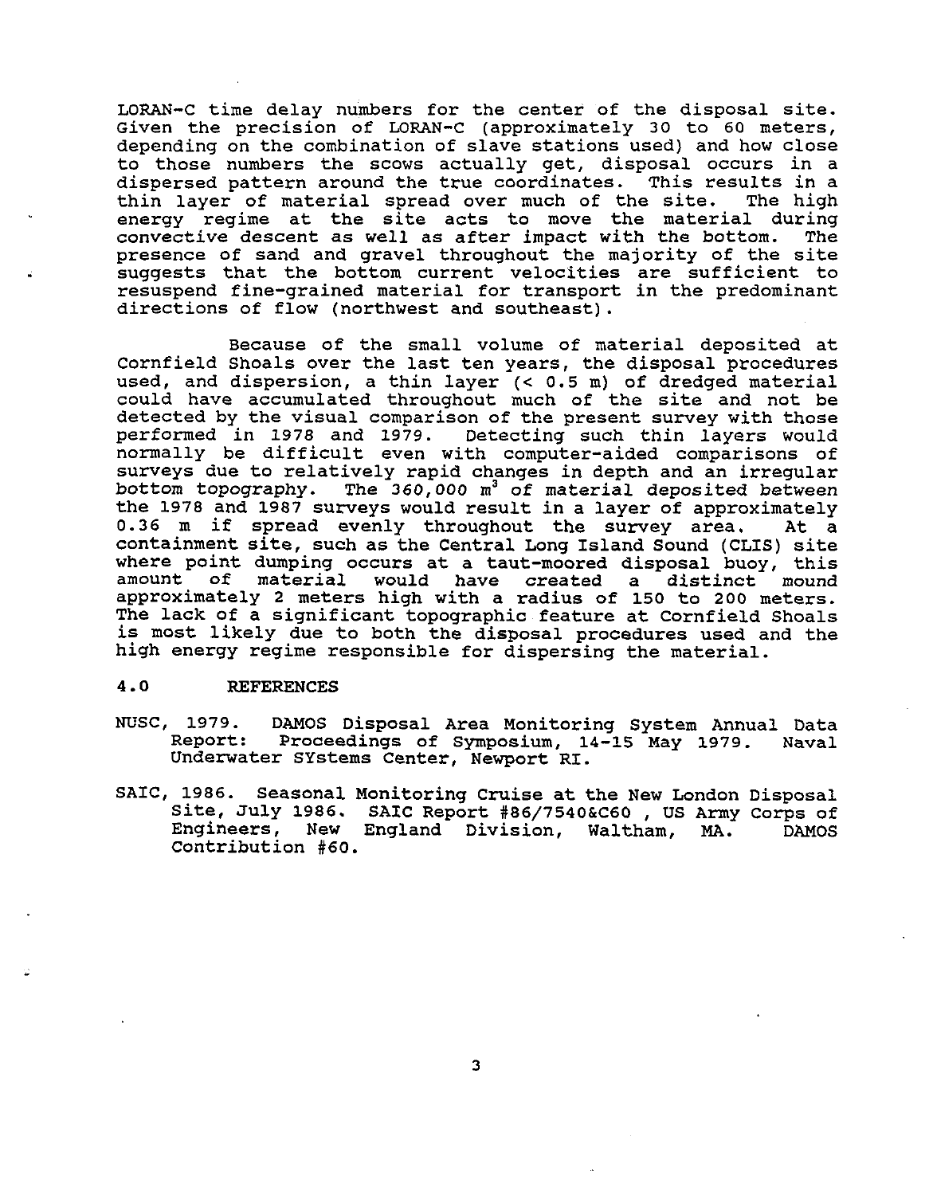LORAN-C time delay numbers for the center of the disposal site. Given the precision of LORAN-C (approximately 30 to 60 meters, depending on the combination of slave stations used) and how close to those numbers the scows actually get, disposal occurs in a dispersed pattern around the true coordinates. This results in a thin layer of material spread over much of the site. The high energy regime at the site acts to move the material during convective descent as well as after impact with the bottom. The presence of sand and gravel throughout the majority of the site suggests that the bottom current velocities are sufficient to resuspend fine-grained material for transport in the predominant directions of flow (northwest and southeast).

Because of the small volume of material deposited at Cornfield Shoals over the last ten years, the disposal procedures used, and dispersion, a thin layer (< 0.5 m) of dredged material could have accumulated throughout much of the site and not be detected by the visual comparison of the present survey with those performed in 1978 and 1979. Detecting such thin layers would normally be difficult even with computer-aided comparisons of surveys due to relatively rapid changes in depth and an irregular bottom topography. The 360,000 $m^3$ of material deposited between the 1978 and 1987 surveys would result in a layer of approximately 0.36 m if spread evenly throughout the survey area. At a containment site, such as the Central Long Island Sound (CLIS) site where point dumping occurs at a taut-moored disposal buoy, this amount of material would have created a distinct mound approximately 2 meters high with a radius of 150 to 200 meters. The lack of a significant topographic feature at Cornfield Shoals is most likely due to both the disposal procedures used and the high energy regime responsible for dispersing the material.

## 4.0 REFERENCES

NUSC, 1979. DAMOS Disposal Area Monitoring System Annual Data Report: Proceedings of Symposium, 14-15 May 1979. Naval Underwater SYstems Center, Newport RI.

SAIC, 1986. Seasonal Monitoring Cruise at the New London Disposal Site, July 1986. SAIC Report #86/7540&C60 , US Army Corps of Engineers, New England Division, Waltham, MA. DAMOS Contribution #60.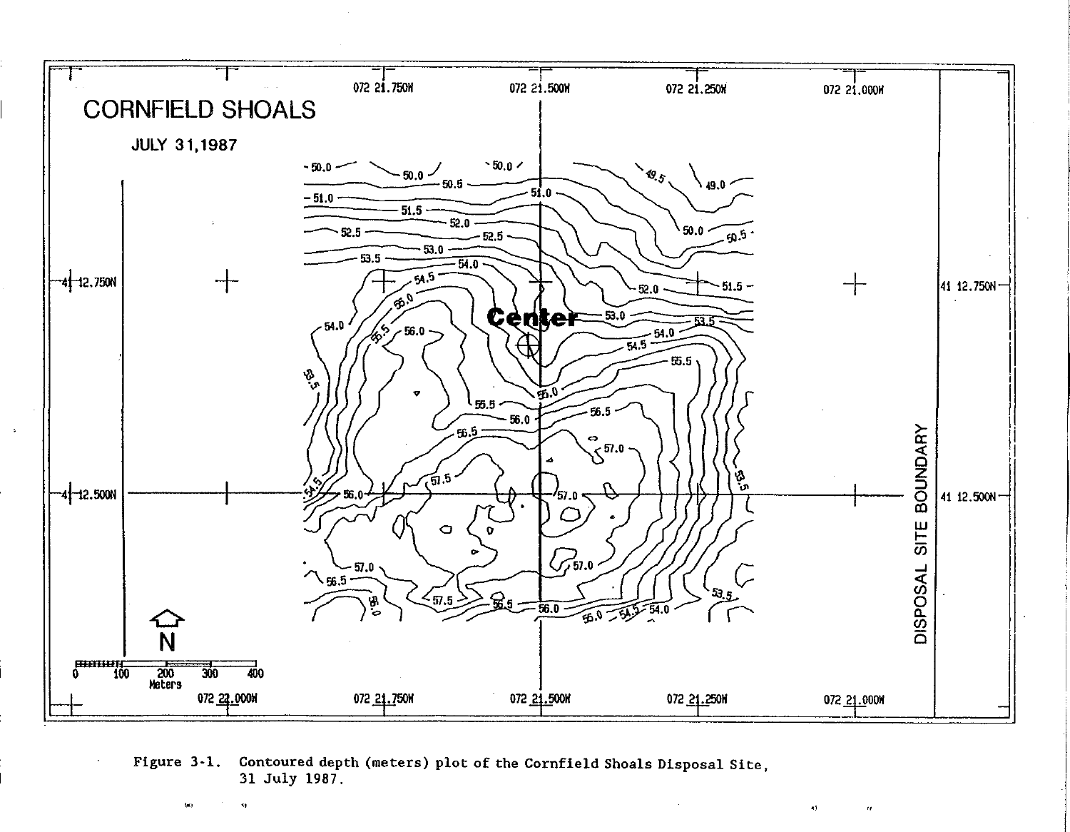Figure 3-1. Contoured depth (meters) plot of the Cornfield Shoals Disposal Site, 31 July 1987.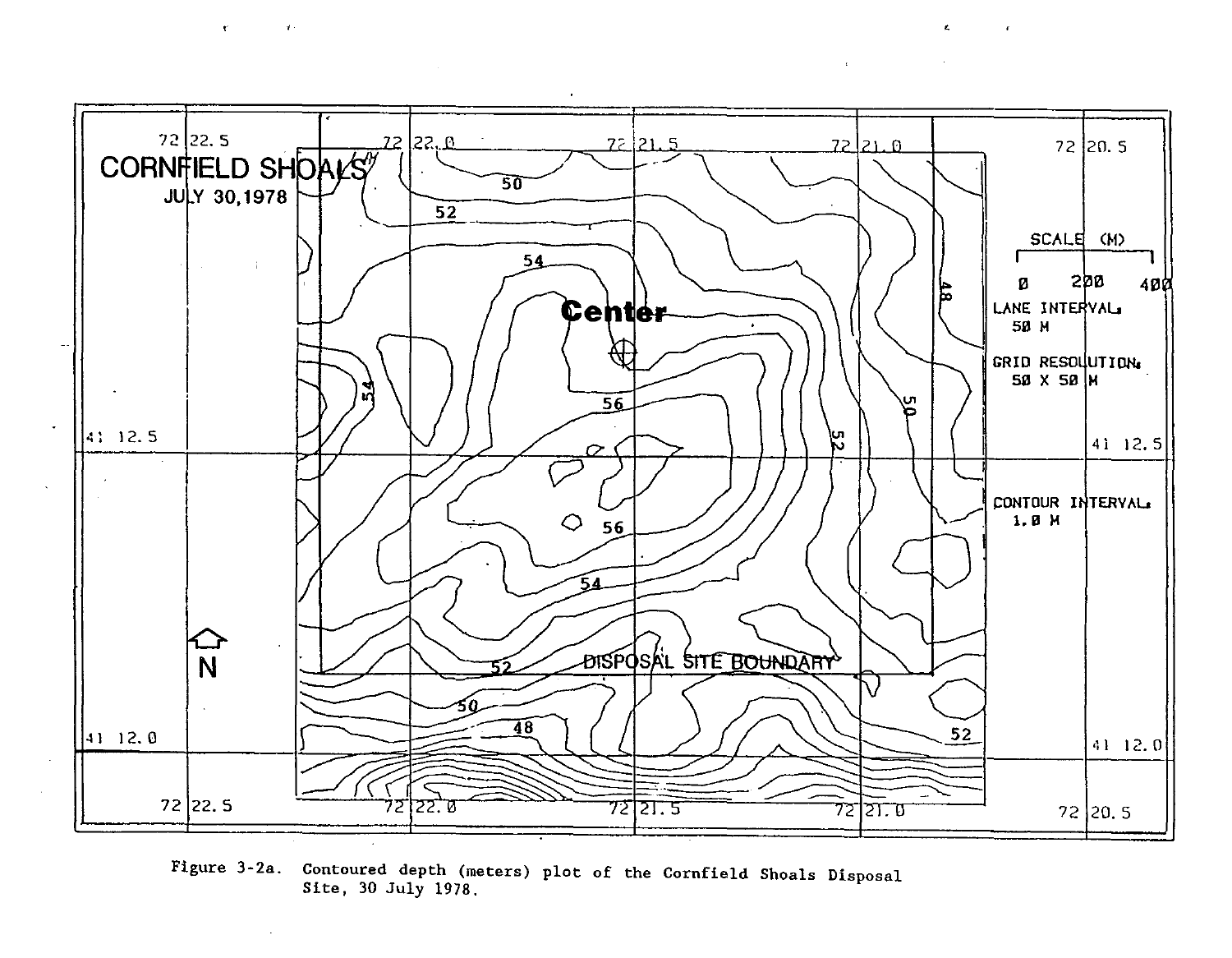CORNFIELD SHOALS
JULY 30,1978

SCALE (M)
0 200 400

LANE INTERVAL, 50 M

GRID RESOLUTION, 50 X 50 M

CONTOUR INTERVAL, 1.0 M

DISPOSAL SITE BOUNDARY

Center

N

Figure 3-2a. Contoured depth (meters) plot of the Cornfield Shoals Disposal Site, 30 July 1978.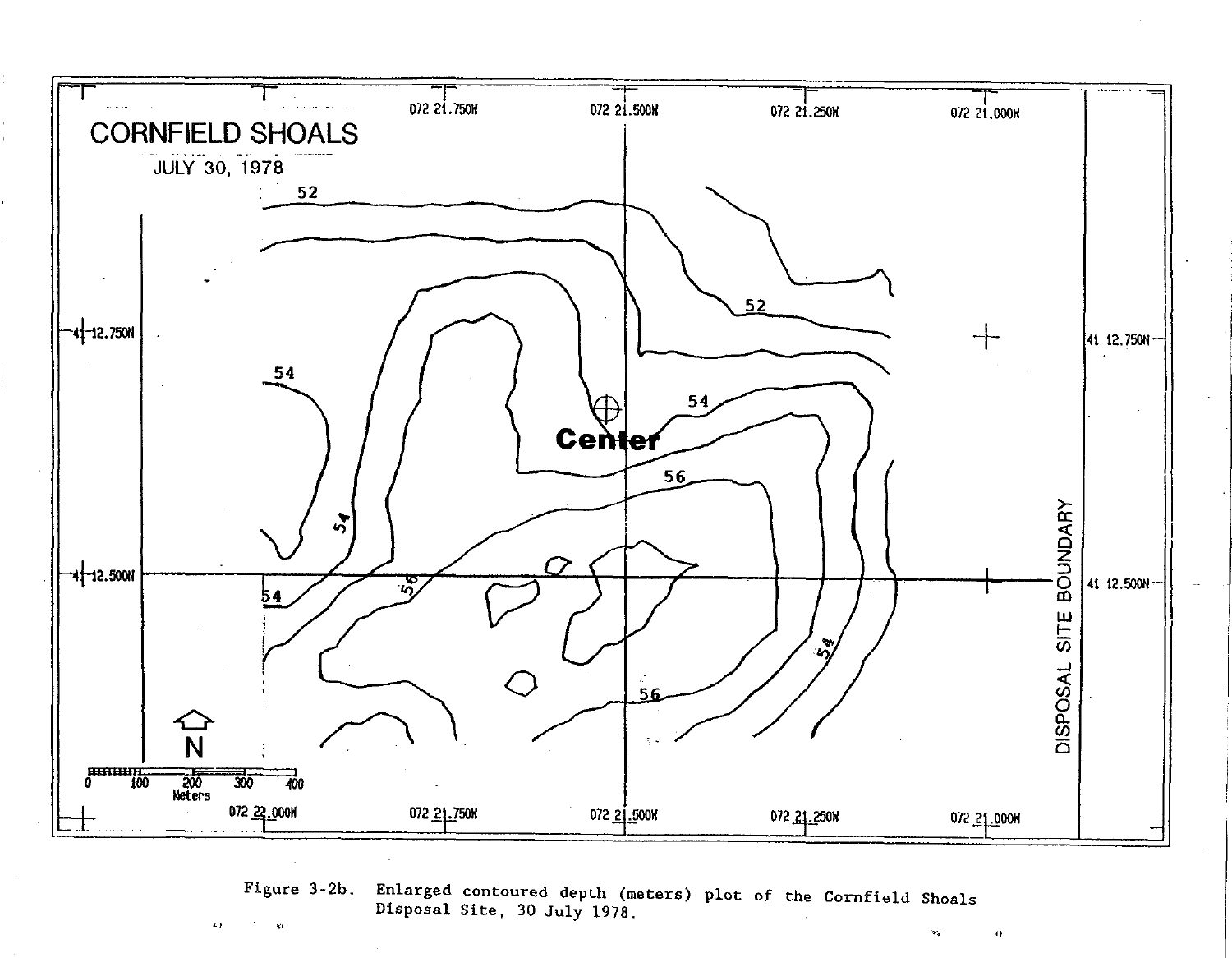Figure 3-2b. Enlarged contoured depth (meters) plot of the Cornfield Shoals Disposal Site, 30 July 1978.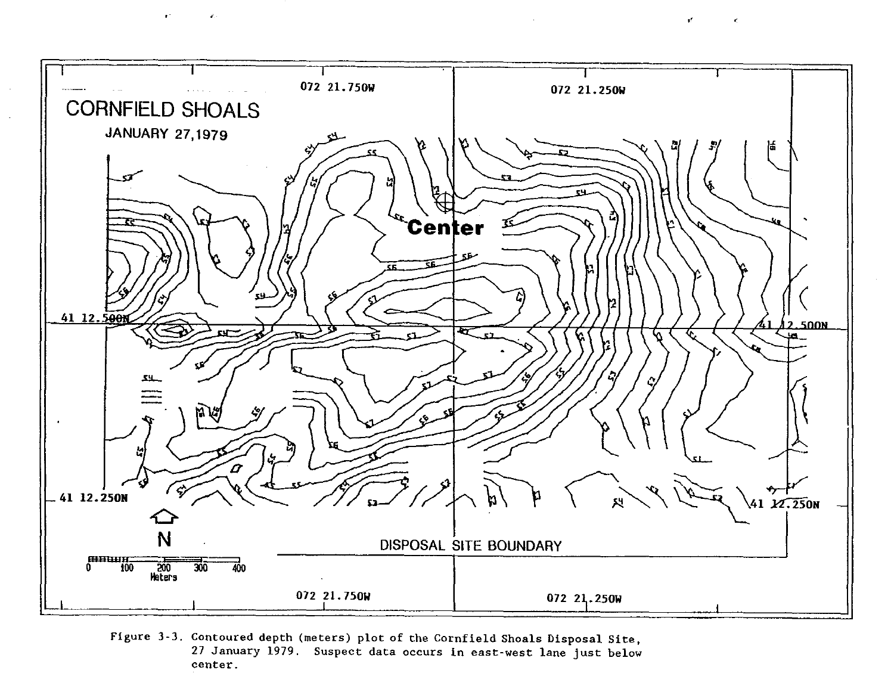CORNFIELD SHOALS

JANUARY 27,1979

072 21.750W

072 21.250W

41 12.500N

41 12.250N

Center

N

0 100 200 300 400

Meters

DISPOSAL SITE BOUNDARY

Figure 3-3. Contoured depth (meters) plot of the Cornfield Shoals Disposal Site, 27 January 1979. Suspect data occurs in east-west lane just below center.